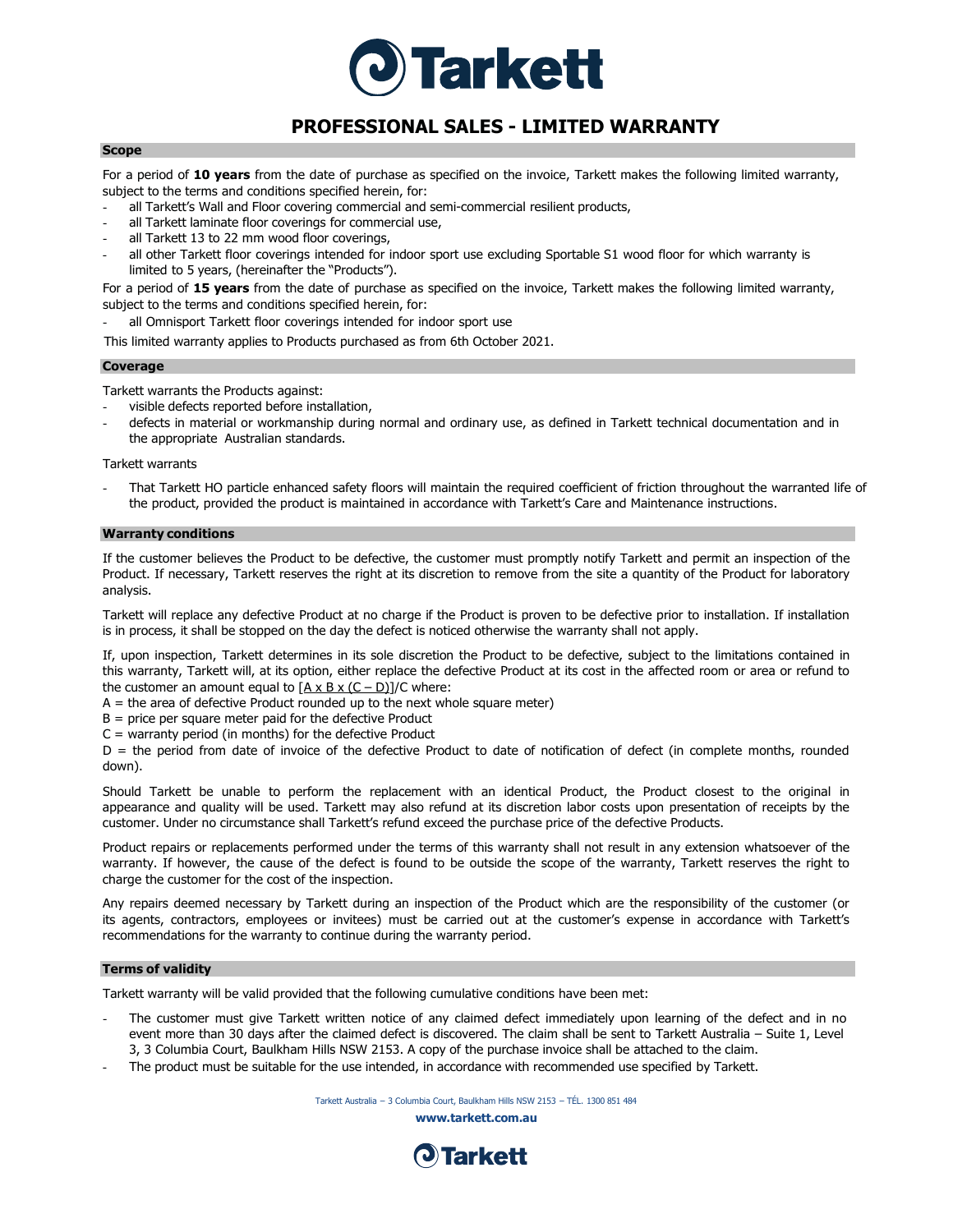# PROFESSIONAL SALES - LIMITED WARRANTY

## Scope

For a period of **10 years** from the date of purchase as specified on the invoice, Tarkett makes the following limited warranty, subject to the terms and conditions specified herein, for:

- all Tarkett's Wall and Floor covering commercial and semi-commercial resilient products,
- all Tarkett laminate floor coverings for commercial use,
- all Tarkett 13 to 22 mm wood floor coverings,
- all other Tarkett floor coverings intended for indoor sport use excluding Sportable S1 wood floor for which warranty is limited to 5 years, (hereinafter the "Products").

For a period of **15 years** from the date of purchase as specified on the invoice, Tarkett makes the following limited warranty, subject to the terms and conditions specified herein, for:

- all Omnisport Tarkett floor coverings intended for indoor sport use

This limited warranty applies to Products purchased as from 6th October 2021.

## Coverage

Tarkett warrants the Products against:

- visible defects reported before installation,
- defects in material or workmanship during normal and ordinary use, as defined in Tarkett technical documentation and in the appropriate Australian standards.

Tarkett warrants

- That Tarkett HO particle enhanced safety floors will maintain the required coefficient of friction throughout the warranted life of the product, provided the product is maintained in accordance with Tarkett's Care and Maintenance instructions.

## Warranty conditions

If the customer believes the Product to be defective, the customer must promptly notify Tarkett and permit an inspection of the Product. If necessary, Tarkett reserves the right at its discretion to remove from the site a quantity of the Product for laboratory analysis.

Tarkett will replace any defective Product at no charge if the Product is proven to be defective prior to installation. If installation is in process, it shall be stopped on the day the defect is noticed otherwise the warranty shall not apply.

If, upon inspection, Tarkett determines in its sole discretion the Product to be defective, subject to the limitations contained in this warranty, Tarkett will, at its option, either replace the defective Product at its cost in the affected room or area or refund to the customer an amount equal to $[A \times B \times (C - D)]/C$ where:

A = the area of defective Product rounded up to the next whole square meter)
B = price per square meter paid for the defective Product
C = warranty period (in months) for the defective Product
D = the period from date of invoice of the defective Product to date of notification of defect (in complete months, rounded down).

Should Tarkett be unable to perform the replacement with an identical Product, the Product closest to the original in appearance and quality will be used. Tarkett may also refund at its discretion labor costs upon presentation of receipts by the customer. Under no circumstance shall Tarkett's refund exceed the purchase price of the defective Products.

Product repairs or replacements performed under the terms of this warranty shall not result in any extension whatsoever of the warranty. If however, the cause of the defect is found to be outside the scope of the warranty, Tarkett reserves the right to charge the customer for the cost of the inspection.

Any repairs deemed necessary by Tarkett during an inspection of the Product which are the responsibility of the customer (or its agents, contractors, employees or invitees) must be carried out at the customer's expense in accordance with Tarkett's recommendations for the warranty to continue during the warranty period.

## Terms of validity

Tarkett warranty will be valid provided that the following cumulative conditions have been met:

- The customer must give Tarkett written notice of any claimed defect immediately upon learning of the defect and in no event more than 30 days after the claimed defect is discovered. The claim shall be sent to Tarkett Australia – Suite 1, Level 3, 3 Columbia Court, Baulkham Hills NSW 2153. A copy of the purchase invoice shall be attached to the claim.
- The product must be suitable for the use intended, in accordance with recommended use specified by Tarkett.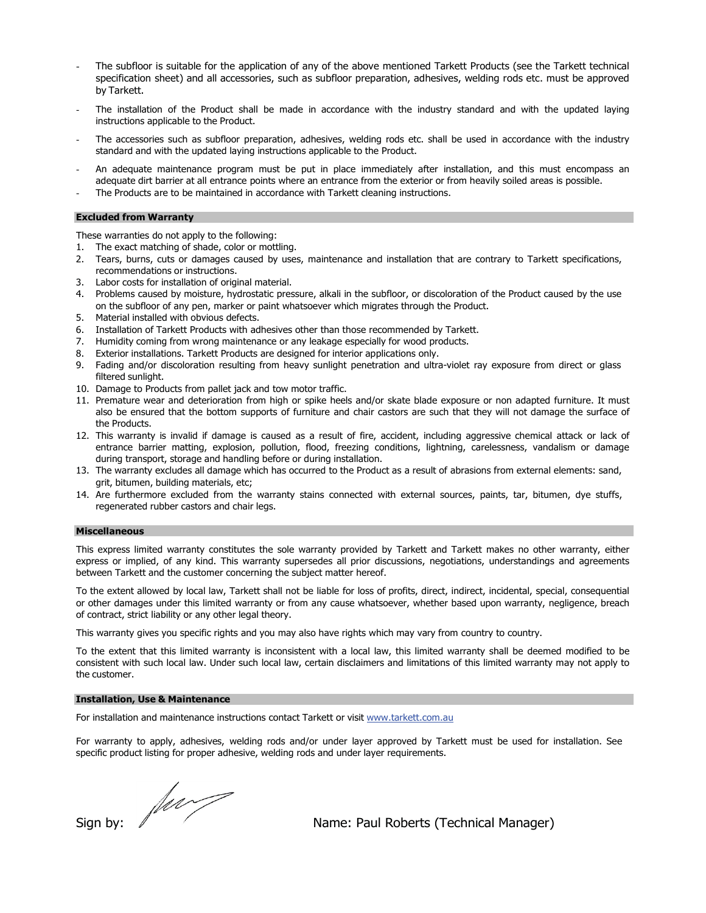- The subfloor is suitable for the application of any of the above mentioned Tarkett Products (see the Tarkett technical specification sheet) and all accessories, such as subfloor preparation, adhesives, welding rods etc. must be approved by Tarkett.
- The installation of the Product shall be made in accordance with the industry standard and with the updated laying instructions applicable to the Product.
- The accessories such as subfloor preparation, adhesives, welding rods etc. shall be used in accordance with the industry standard and with the updated laying instructions applicable to the Product.
- An adequate maintenance program must be put in place immediately after installation, and this must encompass an adequate dirt barrier at all entrance points where an entrance from the exterior or from heavily soiled areas is possible.
- The Products are to be maintained in accordance with Tarkett cleaning instructions.

## Excluded from Warranty

These warranties do not apply to the following:

1. The exact matching of shade, color or mottling.
2. Tears, burns, cuts or damages caused by uses, maintenance and installation that are contrary to Tarkett specifications, recommendations or instructions.
3. Labor costs for installation of original material.
4. Problems caused by moisture, hydrostatic pressure, alkali in the subfloor, or discoloration of the Product caused by the use on the subfloor of any pen, marker or paint whatsoever which migrates through the Product.
5. Material installed with obvious defects.
6. Installation of Tarkett Products with adhesives other than those recommended by Tarkett.
7. Humidity coming from wrong maintenance or any leakage especially for wood products.
8. Exterior installations. Tarkett Products are designed for interior applications only.
9. Fading and/or discoloration resulting from heavy sunlight penetration and ultra-violet ray exposure from direct or glass filtered sunlight.
10. Damage to Products from pallet jack and tow motor traffic.
11. Premature wear and deterioration from high or spike heels and/or skate blade exposure or non adapted furniture. It must also be ensured that the bottom supports of furniture and chair castors are such that they will not damage the surface of the Products.
12. This warranty is invalid if damage is caused as a result of fire, accident, including aggressive chemical attack or lack of entrance barrier matting, explosion, pollution, flood, freezing conditions, lightning, carelessness, vandalism or damage during transport, storage and handling before or during installation.
13. The warranty excludes all damage which has occurred to the Product as a result of abrasions from external elements: sand, grit, bitumen, building materials, etc;
14. Are furthermore excluded from the warranty stains connected with external sources, paints, tar, bitumen, dye stuffs, regenerated rubber castors and chair legs.

## Miscellaneous

This express limited warranty constitutes the sole warranty provided by Tarkett and Tarkett makes no other warranty, either express or implied, of any kind. This warranty supersedes all prior discussions, negotiations, understandings and agreements between Tarkett and the customer concerning the subject matter hereof.

To the extent allowed by local law, Tarkett shall not be liable for loss of profits, direct, indirect, incidental, special, consequential or other damages under this limited warranty or from any cause whatsoever, whether based upon warranty, negligence, breach of contract, strict liability or any other legal theory.

This warranty gives you specific rights and you may also have rights which may vary from country to country.

To the extent that this limited warranty is inconsistent with a local law, this limited warranty shall be deemed modified to be consistent with such local law. Under such local law, certain disclaimers and limitations of this limited warranty may not apply to the customer.

## Installation, Use & Maintenance

For installation and maintenance instructions contact Tarkett or visit [www.tarkett.com.au](http://www.tarkett.com.au)

For warranty to apply, adhesives, welding rods and/or under layer approved by Tarkett must be used for installation. See specific product listing for proper adhesive, welding rods and under layer requirements.

Sign by: Name: Paul Roberts (Technical Manager)